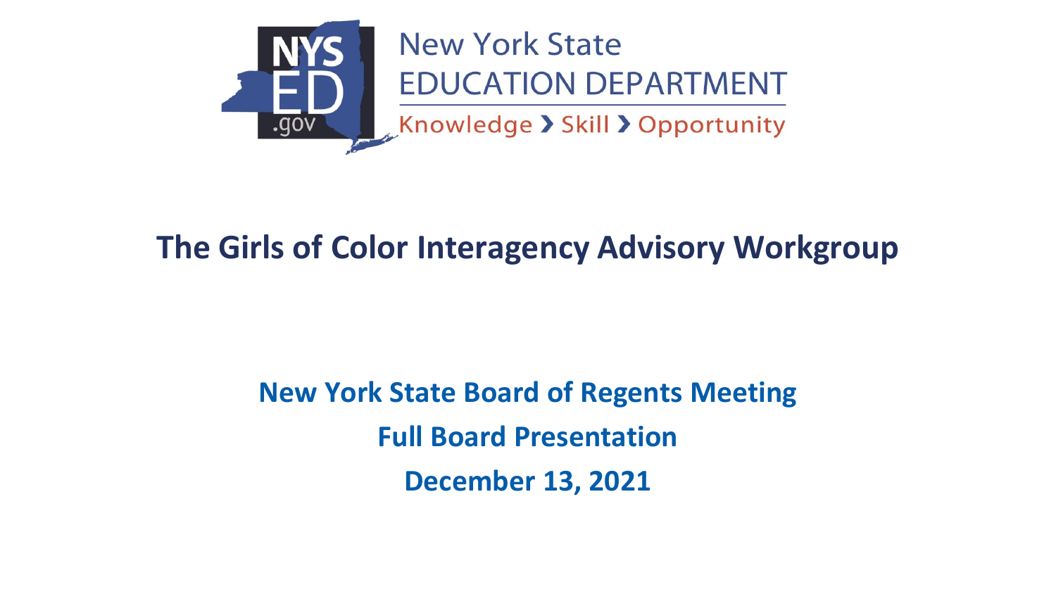New York State
EDUCATION DEPARTMENT
Knowledge › Skill › Opportunity

# The Girls of Color Interagency Advisory Workgroup

**New York State Board of Regents Meeting**

**Full Board Presentation**

**December 13, 2021**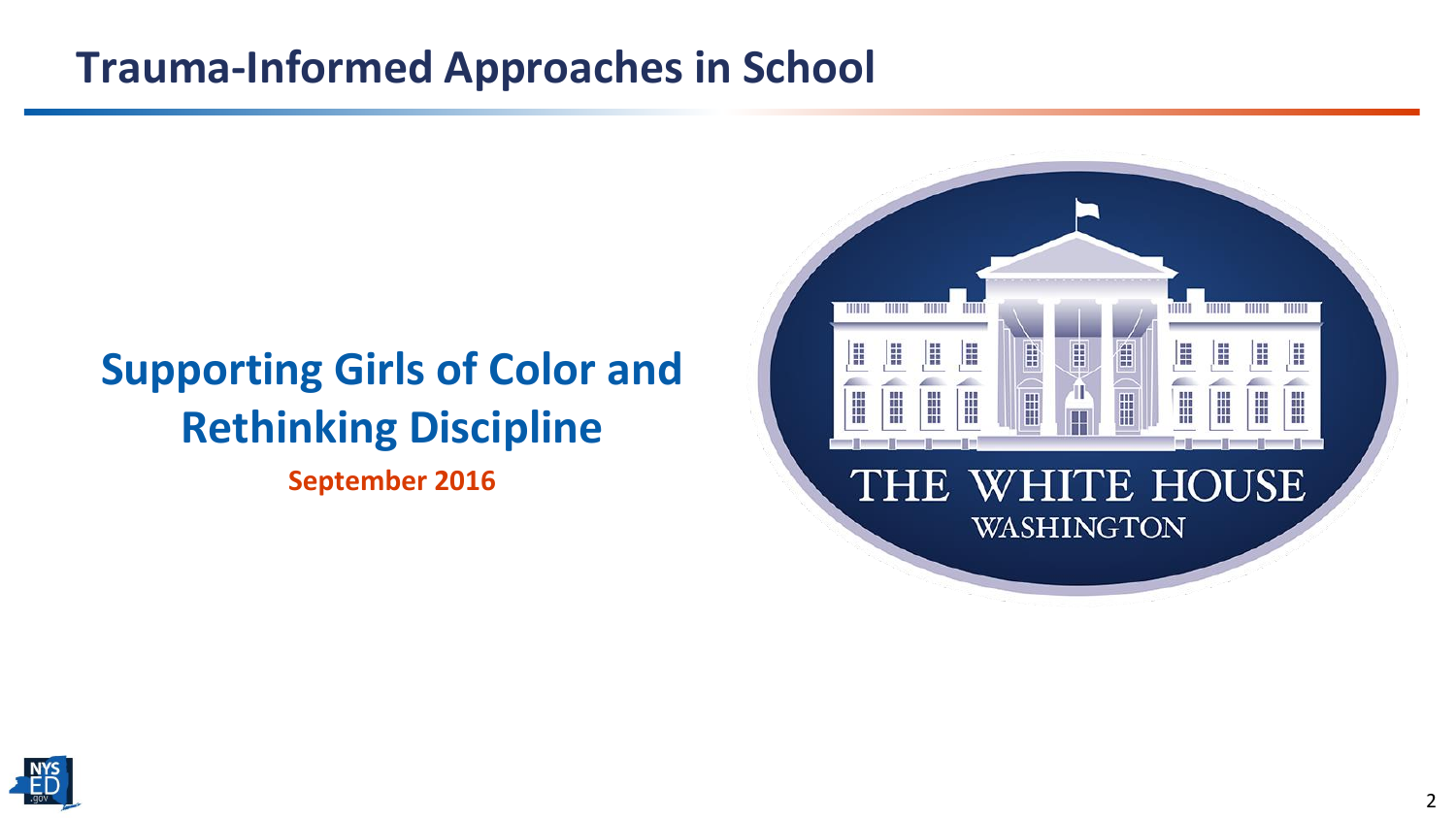# Trauma-Informed Approaches in School

## Supporting Girls of Color and Rethinking Discipline

**September 2016**

THE WHITE HOUSE
WASHINGTON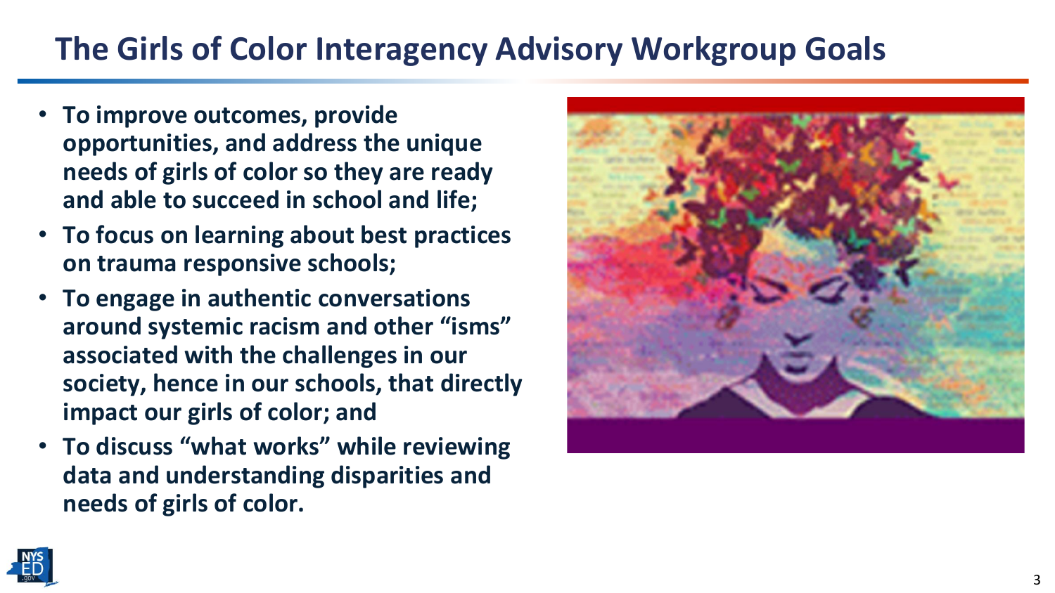# The Girls of Color Interagency Advisory Workgroup Goals

- **To improve outcomes, provide opportunities, and address the unique needs of girls of color so they are ready and able to succeed in school and life;**
- **To focus on learning about best practices on trauma responsive schools;**
- **To engage in authentic conversations around systemic racism and other "isms" associated with the challenges in our society, hence in our schools, that directly impact our girls of color; and**
- **To discuss "what works" while reviewing data and understanding disparities and needs of girls of color.**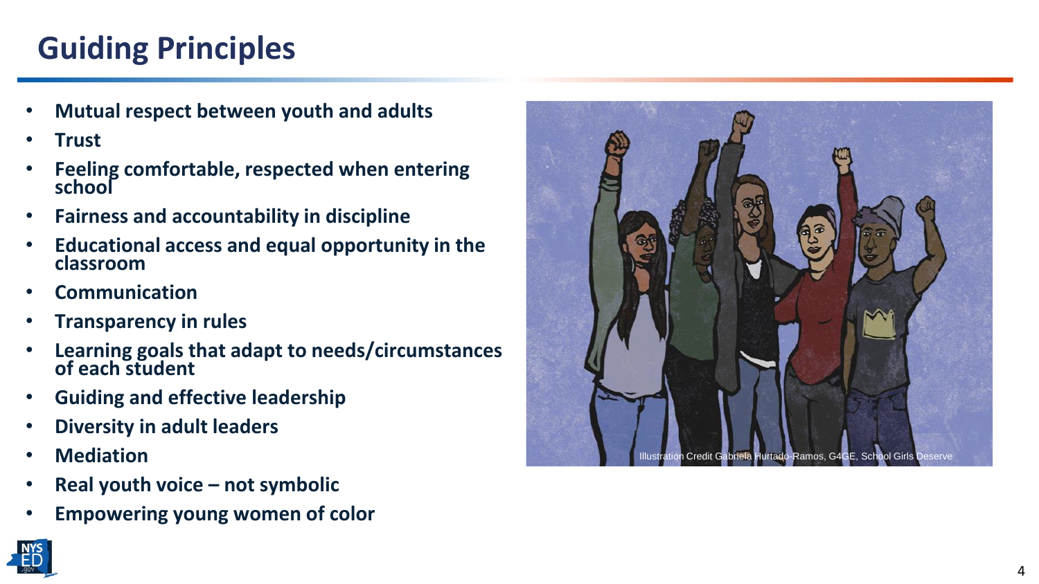# Guiding Principles

- **Mutual respect between youth and adults**
- **Trust**
- **Feeling comfortable, respected when entering school**
- **Fairness and accountability in discipline**
- **Educational access and equal opportunity in the classroom**
- **Communication**
- **Transparency in rules**
- **Learning goals that adapt to needs/circumstances of each student**
- **Guiding and effective leadership**
- **Diversity in adult leaders**
- **Mediation**
- **Real youth voice – not symbolic**
- **Empowering young women of color**

Illustration Credit Gabriela Hurtado-Ramos, G4GE, School Girls Deserve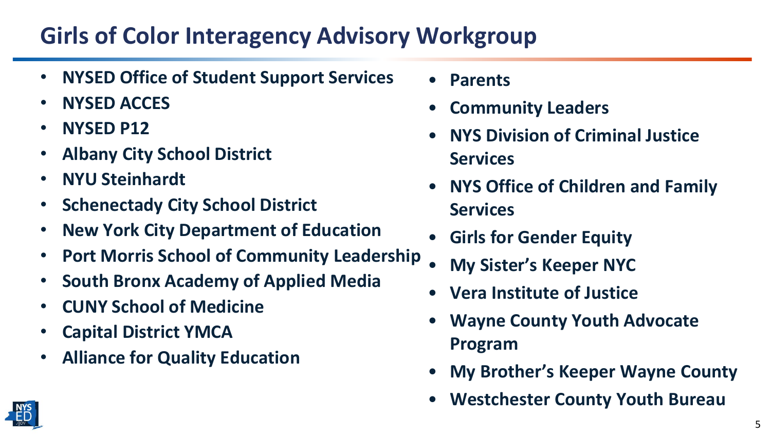# Girls of Color Interagency Advisory Workgroup

- NYSED Office of Student Support Services
- NYSED ACCES
- NYSED P12
- Albany City School District
- NYU Steinhardt
- Schenectady City School District
- New York City Department of Education
- Port Morris School of Community Leadership
- South Bronx Academy of Applied Media
- CUNY School of Medicine
- Capital District YMCA
- Alliance for Quality Education
- Parents
- Community Leaders
- NYS Division of Criminal Justice Services
- NYS Office of Children and Family Services
- Girls for Gender Equity
- My Sister's Keeper NYC
- Vera Institute of Justice
- Wayne County Youth Advocate Program
- My Brother's Keeper Wayne County
- Westchester County Youth Bureau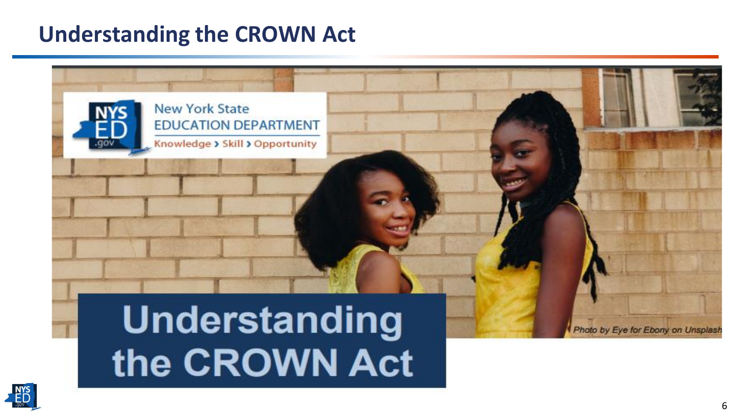# Understanding the CROWN Act

New York State EDUCATION DEPARTMENT

Knowledge › Skill › Opportunity

Understanding the CROWN Act

*Photo by Eye for Ebony on Unsplash*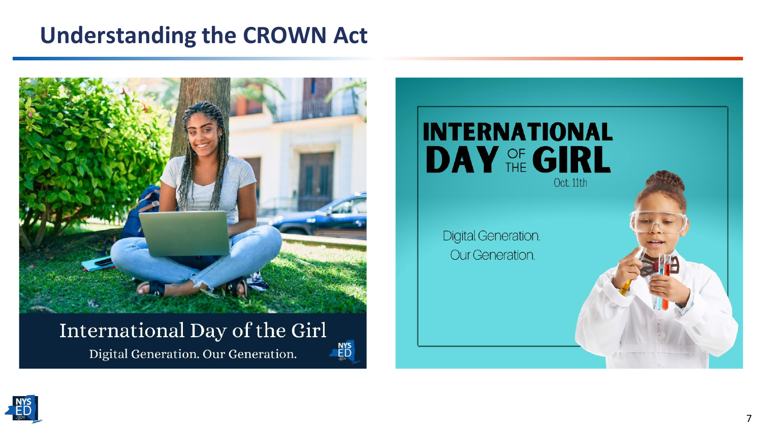# Understanding the CROWN Act

International Day of the Girl

Digital Generation. Our Generation.

INTERNATIONAL DAY OF THE GIRL

Oct. 11th

Digital Generation.
Our Generation.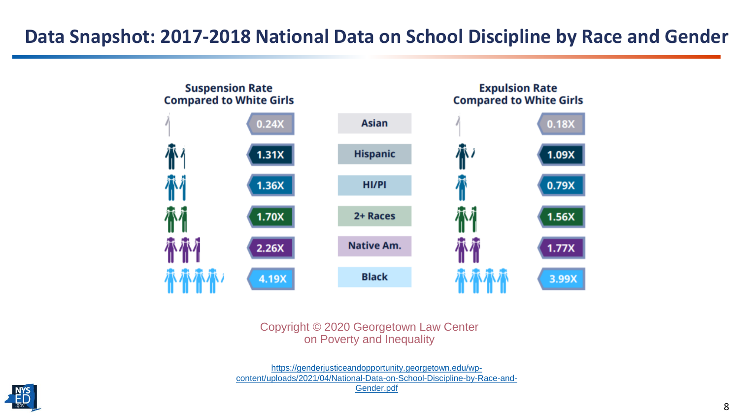## Data Snapshot: 2017-2018 National Data on School Discipline by Race and Gender

| Suspension Rate Compared to White Girls | | Expulsion Rate Compared to White Girls |
|---|---|---|
| 0.24X | Asian | 0.18X |
| 1.31X | Hispanic | 1.09X |
| 1.36X | HI/PI | 0.79X |
| 1.70X | 2+ Races | 1.56X |
| 2.26X | Native Am. | 1.77X |
| 4.19X | Black | 3.99X |

Copyright © 2020 Georgetown Law Center on Poverty and Inequality

https://genderjusticeandopportunity.georgetown.edu/wp-content/uploads/2021/04/National-Data-on-School-Discipline-by-Race-and-Gender.pdf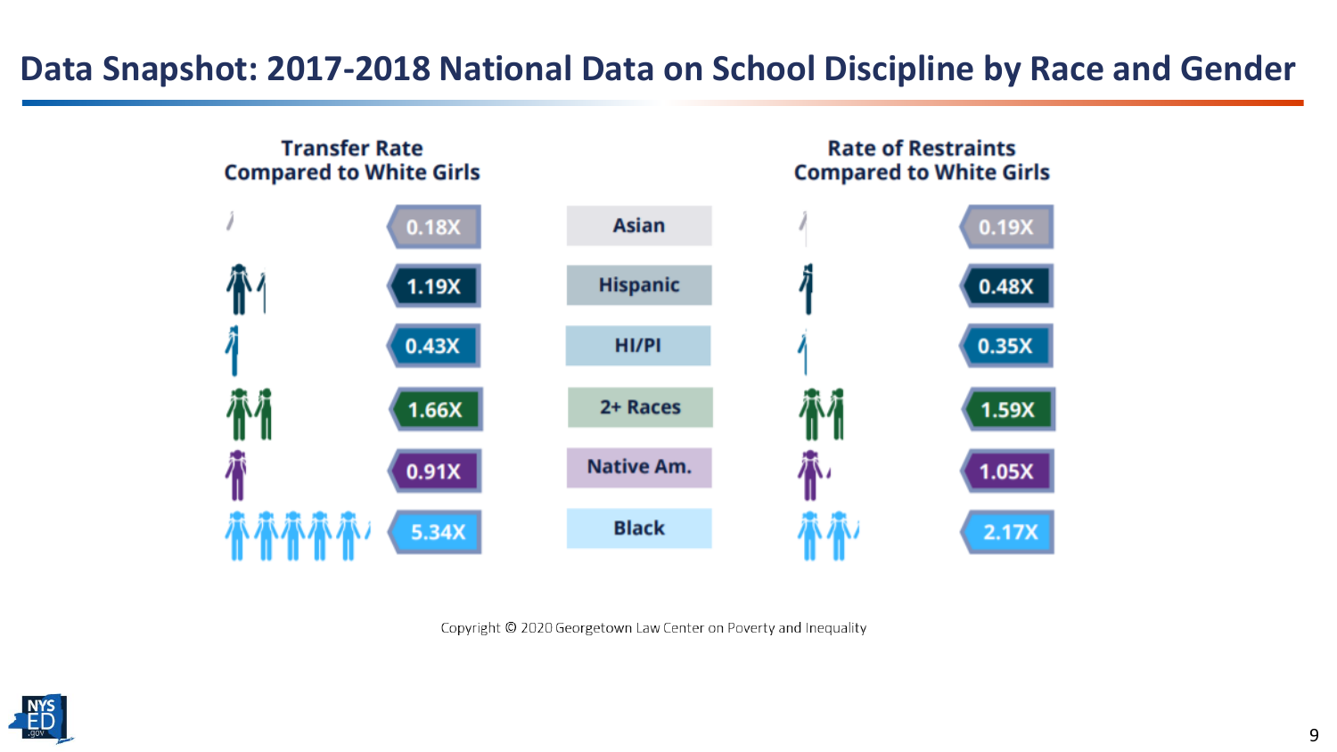# Data Snapshot: 2017-2018 National Data on School Discipline by Race and Gender

| Transfer Rate Compared to White Girls | | Rate of Restraints Compared to White Girls |
|---|---|---|
| 0.18X | Asian | 0.19X |
| 1.19X | Hispanic | 0.48X |
| 0.43X | HI/PI | 0.35X |
| 1.66X | 2+ Races | 1.59X |
| 0.91X | Native Am. | 1.05X |
| 5.34X | Black | 2.17X |

Copyright © 2020 Georgetown Law Center on Poverty and Inequality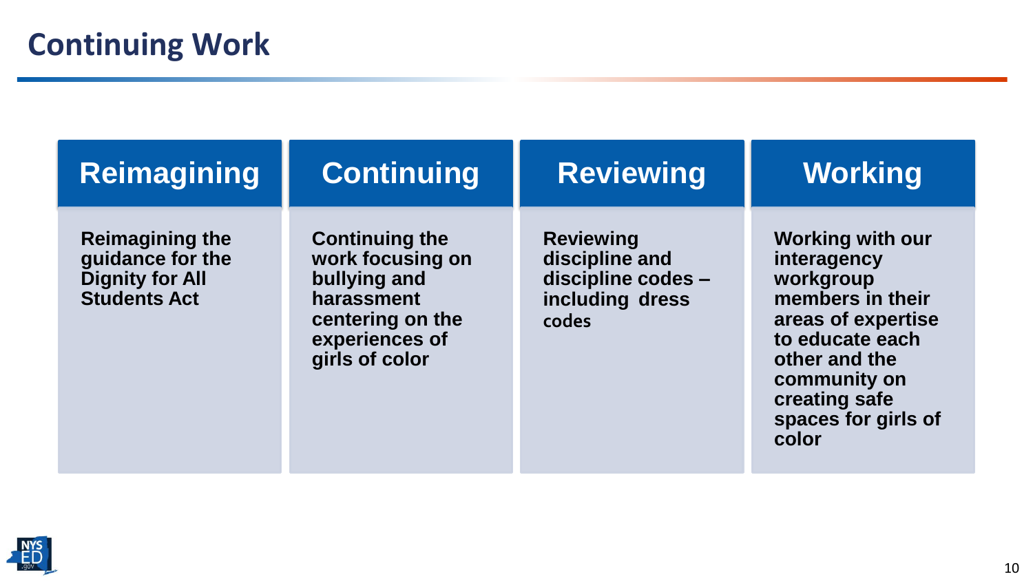# Continuing Work

| Reimagining | Continuing | Reviewing | Working |
|---|---|---|---|
| Reimagining the guidance for the Dignity for All Students Act | Continuing the work focusing on bullying and harassment centering on the experiences of girls of color | Reviewing discipline and discipline codes – including dress codes | Working with our interagency workgroup members in their areas of expertise to educate each other and the community on creating safe spaces for girls of color |